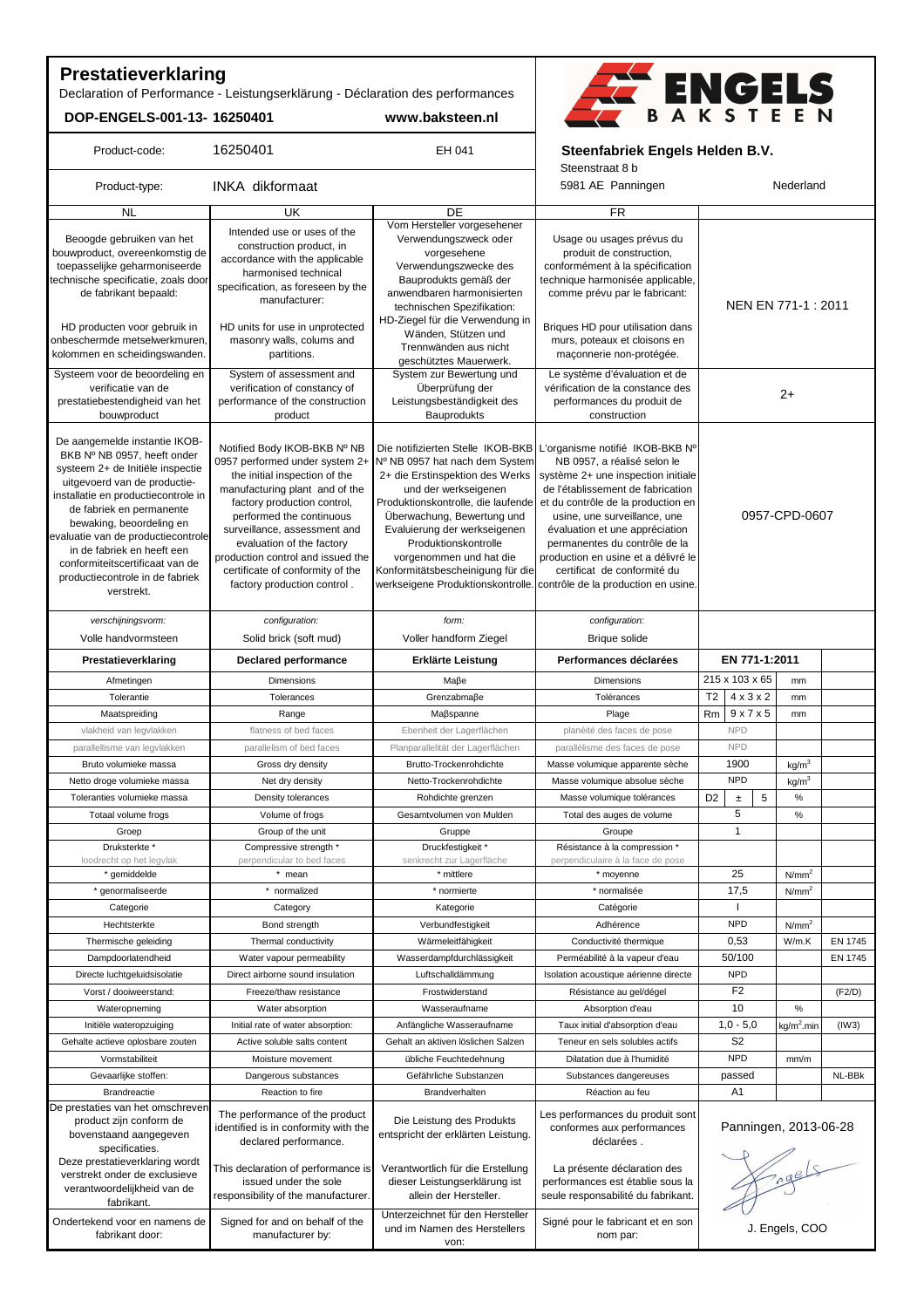# Prestatieverklaring

Declaration of Performance - Leistungserklärung - Déclaration des performances

**DOP-ENGELS-001-13- 16250401** www.baksteen.nl

ENGELS BAKSTEEN

| Product-code: | 16250401 | EH 041 | **Steenfabriek Engels Helden B.V.** Steenstraat 8 b | |
|---|---|---|---|---|
| Product-type: | INKA dikformaat | | 5981 AE Panningen | Nederland |

| NL | UK | DE | FR | |
|---|---|---|---|---|
| Beoogde gebruiken van het bouwproduct, overeenkomstig de toepasselijke geharmoniseerde technische specificatie, zoals door de fabrikant bepaald: HD producten voor gebruik in onbeschermde metselwerkmuren, kolommen en scheidingswanden. | Intended use or uses of the construction product, in accordance with the applicable harmonised technical specification, as foreseen by the manufacturer: HD units for use in unprotected masonry walls, colums and partitions. | Vom Hersteller vorgesehener Verwendungszweck oder vorgesehene Verwendungszwecke des Bauprodukts gemäß der anwendbaren harmonisierten technischen Spezifikation: HD-Ziegel für die Verwendung in Wänden, Stützen und Trennwänden aus nicht geschütztes Mauerwerk. | Usage ou usages prévus du produit de construction, conformément à la spécification technique harmonisée applicable, comme prévu par le fabricant: Briques HD pour utilisation dans murs, poteaux et cloisons en maçonnerie non-protégée. | NEN EN 771-1 : 2011 |
| Systeem voor de beoordeling en verificatie van de prestatiebestendigheid van het bouwproduct | System of assessment and verification of constancy of performance of the construction product | System zur Bewertung und Überprüfung der Leistungsbeständigkeit des Bauprodukts | Le système d'évaluation et de vérification de la constance des performances du produit de construction | 2+ |
| De aangemelde instantie IKOB-BKB Nº NB 0957, heeft onder systeem 2+ de Initiële inspectie uitgevoerd van de productie-installatie en productiecontrole in de fabriek en permanente bewaking, beoordeling en evaluatie van de productiecontrole in de fabriek en heeft een conformiteitscertificaat van de productiecontrole in de fabriek verstrekt. | Notified Body IKOB-BKB Nº NB 0957 performed under system 2+ the initial inspection of the manufacturing plant and of the factory production control, performed the continuous surveillance, assessment and evaluation of the factory production control and issued the certificate of conformity of the factory production control . | Die notifizierten Stelle IKOB-BKB Nº NB 0957 hat nach dem System 2+ die Erstinspektion des Werks und der werkseigenen Produktionskontrolle, die laufende Überwachung, Bewertung und Evaluierung der werkseigenen Produktionskontrolle vorgenommen und hat die Konformitätsbescheinigung für die werkseigene Produktionskontrolle. | L'organisme notifié IKOB-BKB Nº NB 0957, a réalisé selon le système 2+ une inspection initiale de l'établissement de fabrication et du contrôle de la production en usine, une surveillance, une évaluation et une appréciation permanentes du contrôle de la production en usine et a délivré le certificat de conformité du contrôle de la production en usine. | 0957-CPD-0607 |
| *verschijningsvorm:* Volle handvormsteen | *configuration:* Solid brick (soft mud) | *form:* Voller handform Ziegel | *configuration:* Brique solide | |

| Prestatieverklaring | Declared performance | Erklärte Leistung | Performances déclarées | EN 771-1:2011 | | | | |
|---|---|---|---|---|---|---|---|---|
| Afmetingen | Dimensions | Maβe | Dimensions | | 215 x 103 x 65 | | mm | |
| Tolerantie | Tolerances | Grenzabmaβe | Tolérances | T2 | 4 x 3 x 2 | | mm | |
| Maatspreiding | Range | Maβspanne | Plage | Rm | 9 x 7 x 5 | | mm | |
| vlakheid van legvlakken | flatness of bed faces | Ebenheit der Lagerflächen | planéité des faces de pose | | NPD | | | |
| parallellisme van legvlakken | parallelism of bed faces | Planparallelität der Lagerflächen | parallélisme des faces de pose | | NPD | | | |
| Bruto volumieke massa | Gross dry density | Brutto-Trockenrohdichte | Masse volumique apparente sèche | | 1900 | | $kg/m^3$ | |
| Netto droge volumieke massa | Net dry density | Netto-Trockenrohdichte | Masse volumique absolue sèche | | NPD | | $kg/m^3$ | |
| Toleranties volumieke massa | Density tolerances | Rohdichte grenzen | Masse volumique tolérances | D2 | ± | 5 | % | |
| Totaal volume frogs | Volume of frogs | Gesamtvolumen von Mulden | Total des auges de volume | | 5 | | % | |
| Groep | Group of the unit | Gruppe | Groupe | | 1 | | | |
| Druksterkte * loodrecht op het legvlak | Compressive strength * perpendicular to bed faces | Druckfestigkeit * senkrecht zur Lagerfläche | Résistance à la compression * perpendiculaire à la face de pose | | | | | |
| * gemiddelde | * mean | * mittlere | * moyenne | | 25 | | $N/mm^2$ | |
| * genormaliseerde | * normalized | * normierte | * normalisée | | 17,5 | | $N/mm^2$ | |
| Categorie | Category | Kategorie | Catégorie | | I | | | |
| Hechtsterkte | Bond strength | Verbundfestigkeit | Adhérence | | NPD | | $N/mm^2$ | |
| Thermische geleiding | Thermal conductivity | Wärmeleitfähigkeit | Conductivité thermique | | 0,53 | | W/m.K | EN 1745 |
| Dampdoorlatendheid | Water vapour permeability | Wasserdampfdurchlässigkeit | Perméabilité à la vapeur d'eau | | 50/100 | | | EN 1745 |
| Directe luchtgeluidsisolatie | Direct airborne sound insulation | Luftschalldämmung | Isolation acoustique aérienne directe | | NPD | | | |
| Vorst / dooiweerstand: | Freeze/thaw resistance | Frostwiderstand | Résistance au gel/dégel | | F2 | | | (F2/D) |
| Wateropneming | Water absorption | Wasseraufname | Absorption d'eau | | 10 | | % | |
| Initiële wateropzuiging | Initial rate of water absorption: | Anfängliche Wasseraufname | Taux initial d'absorption d'eau | | 1,0 - 5,0 | | $kg/m^2.min$ | (IW3) |
| Gehalte actieve oplosbare zouten | Active soluble salts content | Gehalt an aktiven löslichen Salzen | Teneur en sels solubles actifs | | S2 | | | |
| Vormstabiliteit | Moisture movement | übliche Feuchtedehnung | Dilatation due à l'humidité | | NPD | | mm/m | |
| Gevaarlijke stoffen: | Dangerous substances | Gefährliche Substanzen | Substances dangereuses | | passed | | | NL-BBk |
| Brandreactie | Reaction to fire | Brandverhalten | Réaction au feu | | A1 | | | |

| NL | UK | DE | FR | |
|---|---|---|---|---|
| De prestaties van het omschreven product zijn conform de bovenstaand aangegeven specificaties. Deze prestatieverklaring wordt verstrekt onder de exclusieve verantwoordelijkheid van de fabrikant. | The performance of the product identified is in conformity with the declared performance. This declaration of performance is issued under the sole responsibility of the manufacturer. | Die Leistung des Produkts entspricht der erklärten Leistung. Verantwortlich für die Erstellung dieser Leistungserklärung ist allein der Hersteller. | Les performances du produit sont conformes aux performances déclarées . La présente déclaration des performances est établie sous la seule responsabilité du fabrikant. | Panningen, 2013-06-28 |
| Ondertekend voor en namens de fabrikant door: | Signed for and on behalf of the manufacturer by: | Unterzeichnet für den Hersteller und im Namen des Herstellers von: | Signé pour le fabricant et en son nom par: | J. Engels, COO |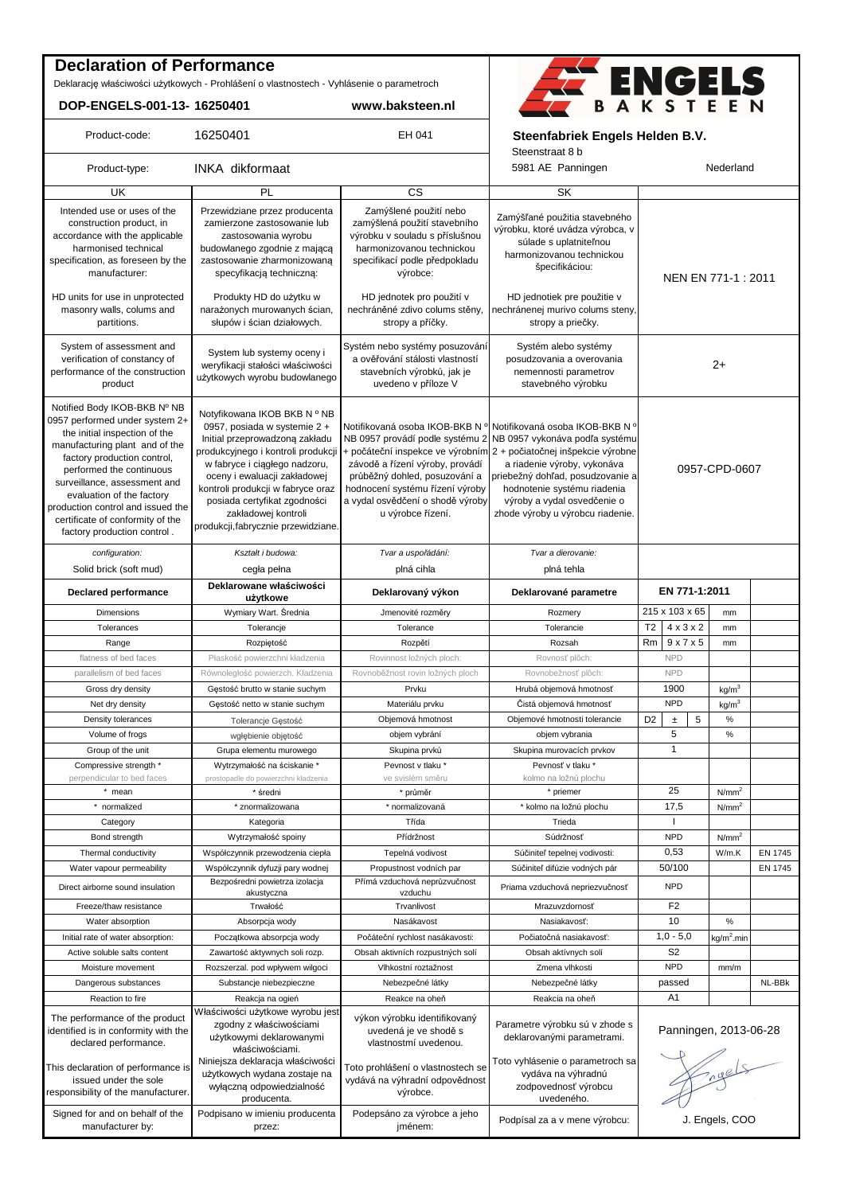# Declaration of Performance

Deklarację właściwości użytkowych - Prohlášení o vlastnostech - Vyhlásenie o parametroch

**DOP-ENGELS-001-13- 16250401** www.baksteen.nl

ENGELS BAKSTEEN

| Product-code: | 16250401 | EH 041 | **Steenfabriek Engels Helden B.V.** Steenstraat 8 b | | | |
|---|---|---|---|---|---|---|
| Product-type: | INKA dikformaat | | 5981 AE Panningen | Nederland | | |
| UK | PL | CS | SK | | | |
| Intended use or uses of the construction product, in accordance with the applicable harmonised technical specification, as foreseen by the manufacturer: HD units for use in unprotected masonry walls, colums and partitions. | Przewidziane przez producenta zamierzone zastosowanie lub zastosowania wyrobu budowlanego zgodnie z mającą zastosowanie zharmonizowaną specyfikacją techniczną: Produkty HD do użytku w narażonych murowanych ścian, słupów i ścian działowych. | Zamýšlené použití nebo zamýšlená použití stavebního výrobku v souladu s příslušnou harmonizovanou technickou specifikací podle předpokladu výrobce: HD jednotek pro použití v nechráněné zdivo colums stěny, stropy a příčky. | Zamýšľané použitia stavebného výrobku, ktoré uvádza výrobca, v súlade s uplatniteľnou harmonizovanou technickou špecifikáciou: HD jednotiek pre použitie v nechránenej murivo colums steny, stropy a priečky. | NEN EN 771-1 : 2011 | | |
| System of assessment and verification of constancy of performance of the construction product | System lub systemy oceny i weryfikacji stałości właściwości użytkowych wyrobu budowlanego | Systém nebo systémy posuzování a ověřování stálosti vlastností stavebních výrobků, jak je uvedeno v příloze V | Systém alebo systémy posudzovania a overovania nemennosti parametrov stavebného výrobku | 2+ | | |
| Notified Body IKOB-BKB Nº NB 0957 performed under system 2+ the initial inspection of the manufacturing plant and of the factory production control, performed the continuous surveillance, assessment and evaluation of the factory production control and issued the certificate of conformity of the factory production control . | Notyfikowana IKOB BKB N º NB 0957, posiada w systemie 2 + Initial przeprowadzoną zakładu produkcyjnego i kontroli produkcji w fabryce i ciągłego nadzoru, oceny i ewaluacji zakładowej kontroli produkcji w fabryce oraz posiada certyfikat zgodności zakładowej kontroli produkcji,fabrycznie przewidziane. | Notifikovaná osoba IKOB-BKB N º NB 0957 provádí podle systému 2 + počáteční inspekce ve výrobním závodě a řízení výroby, provádí průběžný dohled, posuzování a hodnocení systému řízení výroby a vydal osvědčení o shodě výroby u výrobce řízení. | Notifikovaná osoba IKOB-BKB N º NB 0957 vykonáva podľa systému 2 + počiatočnej inšpekcie výrobné a riadenie výroby, vykonáva priebežný dohľad, posudzovanie a hodnotenie systému riadenia výroby a vydal osvedčenie o zhode výroby u výrobcu riadenie. | 0957-CPD-0607 | | |
| *configuration:* | *Kształt i budowa:* | *Tvar a uspořádání:* | *Tvar a dierovanie:* | | | |
| Solid brick (soft mud) | cegła pełna | plná cihla | plná tehla | | | |
| **Declared performance** | **Deklarowane właściwości użytkowe** | **Deklarovaný výkon** | **Deklarované parametre** | **EN 771-1:2011** | | |
| Dimensions | Wymiary Wart. Średnia | Jmenovité rozměry | Rozmery | 215 x 103 x 65 | mm | |
| Tolerances | Tolerancje | Tolerance | Tolerancie | T2 4 x 3 x 2 | mm | |
| Range | Rozpiętość | Rozpětí | Rozsah | Rm 9 x 7 x 5 | mm | |
| flatness of bed faces | Płaskość powierzchni kładzenia | Rovinnost ložných ploch: | Rovnosť plôch: | NPD | | |
| parallelism of bed faces | Równoległość powierzch. Kładzenia | Rovnoběžnost rovin ložných ploch | Rovnobežnosť plôch: | NPD | | |
| Gross dry density | Gęstość brutto w stanie suchym | Prvku | Hrubá objemová hmotnosť | 1900 | kg/m$^3$ | |
| Net dry density | Gęstość netto w stanie suchym | Materiálu prvku | Čistá objemová hmotnosť | NPD | kg/m$^3$ | |
| Density tolerances | Tolerancje Gęstość | Objemová hmotnost | Objemové hmotnosti tolerancie | D2 ± 5 | % | |
| Volume of frogs | wgłębienie objętość | objem vybrání | objem vybrania | 5 | % | |
| Group of the unit | Grupa elementu murowego | Skupina prvků | Skupina murovacích prvkov | 1 | | |
| Compressive strength * perpendicular to bed faces | Wytrzymałość na ściskanie * prostopadle do powierzchni kładzenia | Pevnost v tlaku * ve svislém směru | Pevnosť v tlaku * kolmo na ložnú plochu | | | |
| * mean | * średni | * průměr | * priemer | 25 | N/mm$^2$ | |
| * normalized | * znormalizowana | * normalizovaná | * kolmo na ložnú plochu | 17,5 | N/mm$^2$ | |
| Category | Kategoria | Třída | Trieda | I | | |
| Bond strength | Wytrzymałość spoiny | Přídržnost | Súdržnosť | NPD | N/mm$^2$ | |
| Thermal conductivity | Współczynnik przewodzenia ciepła | Tepelná vodivost | Súčiniteľ tepelnej vodivosti: | 0,53 | W/m.K | EN 1745 |
| Water vapour permeability | Współczynnik dyfuzji pary wodnej | Propustnost vodních par | Súčiniteľ difúzie vodných pár | 50/100 | | EN 1745 |
| Direct airborne sound insulation | Bezpośredni powietrza izolacja akustyczna | Přímá vzduchová neprůzvučnost vzduchu | Priama vzduchová nepriezvučnosť | NPD | | |
| Freeze/thaw resistance | Trwałość | Trvanlivost | Mrazuvzdornosť | F2 | | |
| Water absorption | Absorpcja wody | Nasákavost | Nasiakavosť: | 10 | % | |
| Initial rate of water absorption: | Początkowa absorpcja wody | Počáteční rychlost nasákavosti: | Počiatočná nasiakavosť: | 1,0 - 5,0 | kg/m$^2$.min | |
| Active soluble salts content | Zawartość aktywnych soli rozp. | Obsah aktivních rozpustných solí | Obsah aktívnych solí | S2 | | |
| Moisture movement | Rozszerzal. pod wpływem wilgoci | Vlhkostní roztažnost | Zmena vlhkosti | NPD | mm/m | |
| Dangerous substances | Substancje niebezpieczne | Nebezpečné látky | Nebezpečné látky | passed | | NL-BBk |
| Reaction to fire | Reakcja na ogień | Reakce na oheň | Reakcia na oheň | A1 | | |
| The performance of the product identified is in conformity with the declared performance. This declaration of performance is issued under the sole responsibility of the manufacturer. | Właściwości użytkowe wyrobu jest zgodny z właściwościami użytkowymi deklarowanymi właściwościami. Niniejsza deklaracja właściwości użytkowych wydana zostaje na wyłączną odpowiedzialność producenta. | výkon výrobku identifikovaný uvedená je ve shodě s vlastnostmi uvedenou. Toto prohlášení o vlastnostech se vydává na výhradní odpovědnost výrobce. | Parametre výrobku sú v zhode s deklarovanými parametrami. Toto vyhlásenie o parametroch sa vydáva na výhradnú zodpovednosť výrobcu uvedeného. | Panningen, 2013-06-28 | | |
| Signed for and on behalf of the manufacturer by: | Podpisano w imieniu producenta przez: | Podepsáno za výrobce a jeho jménem: | Podpísal za a v mene výrobcu: | J. Engels, COO | | |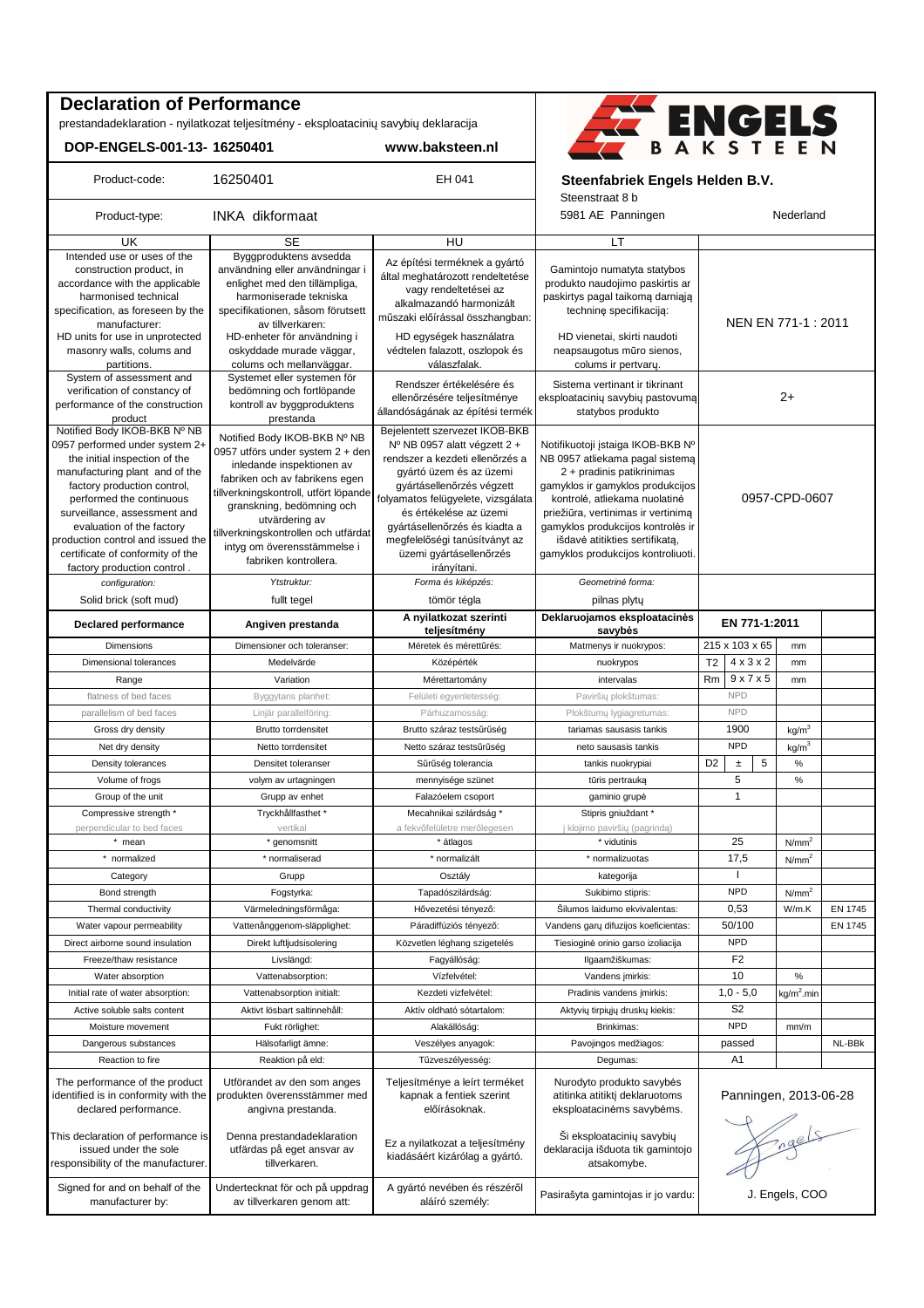# Declaration of Performance

prestandadeklaration - nyilatkozat teljesítmény - eksploatacinių savybių deklaracija

**DOP-ENGELS-001-13- 16250401** www.baksteen.nl

ENGELS BAKSTEEN

| Product-code: | 16250401 | EH 041 | **Steenfabriek Engels Helden B.V.** Steenstraat 8 b | |
|---|---|---|---|---|
| Product-type: | INKA dikformaat | | 5981 AE Panningen | Nederland |

| UK | SE | HU | LT | |
|---|---|---|---|---|
| Intended use or uses of the construction product, in accordance with the applicable harmonised technical specification, as foreseen by the manufacturer: HD units for use in unprotected masonry walls, colums and partitions. | Byggproduktens avsedda användning eller användningar i enlighet med den tillämpliga, harmoniserade tekniska specifikationen, såsom förutsett av tillverkaren: HD-enheter för användning i oskyddade murade väggar, colums och mellanväggar. | Az építési terméknek a gyártó által meghatározott rendeltetése vagy rendeltetései az alkalmazandó harmonizált műszaki előírással összhangban: HD egységek használatra védtelen falazott, oszlopok és válaszfalak. | Gamintojo numatyta statybos produkto naudojimo paskirtis ar paskirtys pagal taikomą darniąją techninę specifikaciją: HD vienetai, skirti naudoti neapsaugotus mūro sienos, colums ir pertvarų. | NEN EN 771-1 : 2011 |
| System of assessment and verification of constancy of performance of the construction product | Systemet eller systemen för bedömning och fortlöpande kontroll av byggproduktens prestanda | Rendszer értékelésére és ellenőrzésére teljesítménye állandóságának az építési termék | Sistema vertinant ir tikrinant eksploatacinių savybių pastovumą statybos produkto | 2+ |
| Notified Body IKOB-BKB Nº NB 0957 performed under system 2+ the initial inspection of the manufacturing plant and of the factory production control, performed the continuous surveillance, assessment and evaluation of the factory production control and issued the certificate of conformity of the factory production control . | Notified Body IKOB-BKB Nº NB 0957 utförs under system 2 + den inledande inspektionen av fabriken och av fabrikens egen tillverkningskontroll, utfört löpande granskning, bedömning och utvärdering av tillverkningskontrollen och utfärdat intyg om överensstämmelse i fabriken kontrollera. | Bejelentett szervezet IKOB-BKB Nº NB 0957 alatt végzett 2 + rendszer a kezdeti ellenőrzés a gyártó üzem és az üzemi gyártásellenőrzés végzett folyamatos felügyelete, vizsgálata és értékelése az üzemi gyártásellenőrzés és kiadta a megfelelőségi tanúsítványt az üzemi gyártásellenőrzés irányítani. | Notifikuotoji įstaiga IKOB-BKB Nº NB 0957 atliekama pagal sistemą 2 + pradinis patikrinimas gamyklos ir gamyklos produkcijos kontrolė, atliekama nuolatinė priežiūra, vertinimas ir vertinimą gamyklos produkcijos kontrolės ir išdavė atitikties sertifikatą, gamyklos produkcijos kontroliuoti. | 0957-CPD-0607 |
| *configuration:* | *Ytstruktur:* | *Forma és kiképzés:* | *Geometrinė forma:* | |
| Solid brick (soft mud) | fullt tegel | tömör tégla | pilnas plytų | |

| **Declared performance** | **Angiven prestanda** | **A nyilatkozat szerinti teljesítmény** | **Deklaruojamos eksploatacinės savybės** | **EN 771-1:2011** | | | | |
|---|---|---|---|---|---|---|---|---|
| Dimensions | Dimensioner och toleranser: | Méretek és mérettűrés: | Matmenys ir nuokrypos: | 215 x 103 x 65 | | | mm | |
| Dimensional tolerances | Medelvärde | Középérték | nuokrypos | T2 | 4 x 3 x 2 | | mm | |
| Range | Variation | Mérettartomány | intervalas | Rm | 9 x 7 x 5 | | mm | |
| flatness of bed faces | Byggytans planhet: | Felületi egyenletesség: | Paviršių plokštumas: | NPD | | | | |
| parallelism of bed faces | Linjär parallellföring: | Párhuzamosság: | Plokštumų lygiagretumas: | NPD | | | | |
| Gross dry density | Brutto torrdensitet | Brutto száraz testsűrűség | tariamas sausasis tankis | 1900 | | | $kg/m^3$ | |
| Net dry density | Netto torrdensitet | Netto száraz testsűrűség | neto sausasis tankis | NPD | | | $kg/m^3$ | |
| Density tolerances | Densitet toleranser | Sűrűség tolerancia | tankis nuokrypiai | D2 | ± | 5 | % | |
| Volume of frogs | volym av urtagningen | mennyisége szünet | tūris pertrauką | 5 | | | % | |
| Group of the unit | Grupp av enhet | Falazóelem csoport | gaminio grupė | 1 | | | | |
| Compressive strength * | Tryckhållfasthet * | Mecahnikai szilárdság * | Stipris gniuždant * | | | | | |
| perpendicular to bed faces | vertikal | a fekvőfelületre merőlegesen | į klojimo paviršių (pagrindą) | | | | | |
| * mean | * genomsnitt | * átlagos | * vidutinis | 25 | | | $N/mm^2$ | |
| * normalized | * normaliserad | * normalizált | * normalizuotas | 17,5 | | | $N/mm^2$ | |
| Category | Grupp | Osztály | kategorija | I | | | | |
| Bond strength | Fogstyrka: | Tapadószilárdság: | Sukibimo stipris: | NPD | | | $N/mm^2$ | |
| Thermal conductivity | Värmeledningsförmåga: | Hővezetési tényező: | Šilumos laidumo ekvivalentas: | 0,53 | | | W/m.K | EN 1745 |
| Water vapour permeability | Vattenånggenom-släpplighet: | Páradiffúziós tényező: | Vandens garų difuzijos koeficientas: | 50/100 | | | | EN 1745 |
| Direct airborne sound insulation | Direkt luftljudsisolering | Közvetlen léghang szigetelés | Tiesioginė orinio garso izoliacija | NPD | | | | |
| Freeze/thaw resistance | Livslängd: | Fagyállóság: | Ilgaamžiškumas: | F2 | | | | |
| Water absorption | Vattenabsorption: | Vízfelvétel: | Vandens įmirkis: | 10 | | | % | |
| Initial rate of water absorption: | Vattenabsorption initialt: | Kezdeti vízfelvétel: | Pradinis vandens įmirkis: | 1,0 - 5,0 | | | $kg/m^2$.min | |
| Active soluble salts content | Aktivt lösbart saltinnehåll: | Aktív oldható sótartalom: | Aktyvių tirpiųjų druskų kiekis: | S2 | | | | |
| Moisture movement | Fukt rörlighet: | Alakállóság: | Brinkimas: | NPD | | | mm/m | |
| Dangerous substances | Hälsofarligt ämne: | Veszélyes anyagok: | Pavojingos medžiagos: | passed | | | | NL-BBk |
| Reaction to fire | Reaktion på eld: | Tűzveszélyesség: | Degumas: | A1 | | | | |

| | | | | |
|---|---|---|---|---|
| The performance of the product identified is in conformity with the declared performance. | Utförandet av den som anges produkten överensstämmer med angivna prestanda. | Teljesítménye a leírt terméket kapnak a fentiek szerint előírásoknak. | Nurodyto produkto savybės atitinka atitiktį deklaruotoms eksploatacinėms savybėms. | Panningen, 2013-06-28 |
| This declaration of performance is issued under the sole responsibility of the manufacturer. | Denna prestandadeklaration utfärdas på eget ansvar av tillverkaren. | Ez a nyilatkozat a teljesítmény kiadásáért kizárólag a gyártó. | Ši eksploatacinių savybių deklaracija išduota tik gamintojo atsakomybe. | |
| Signed for and on behalf of the manufacturer by: | Undertecknat för och på uppdrag av tillverkaren genom att: | A gyártó nevében és részéről aláíró személy: | Pasirašyta gamintojas ir jo vardu: | J. Engels, COO |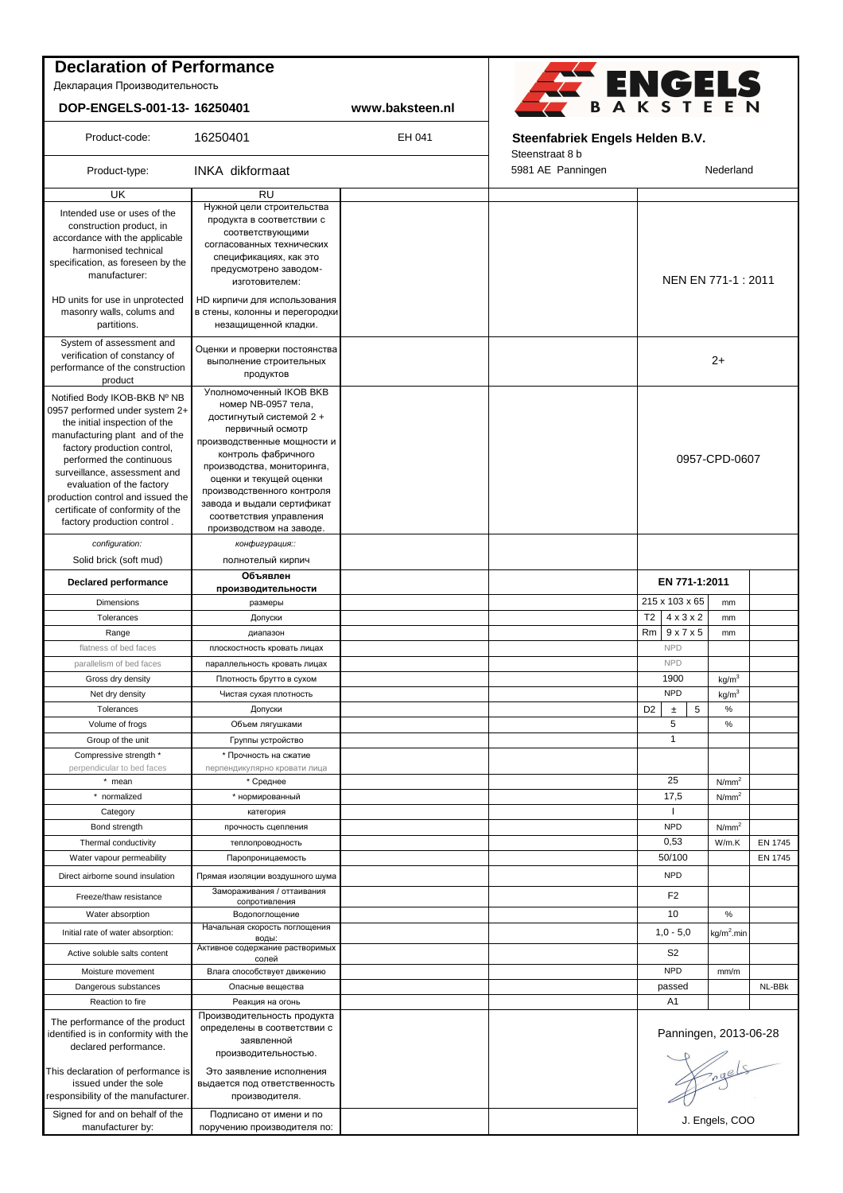# Declaration of Performance

Декларация Производительности

**DOP-ENGELS-001-13- 16250401** www.baksteen.nl

ENGELS BAKSTEEN

| | | | | | | |
|---|---|---|---|---|---|---|
| Product-code: | 16250401 | EH 041 | **Steenfabriek Engels Helden B.V.** | | | |
| | | | Steenstraat 8 b | | | |
| Product-type: | INKA dikformaat | | 5981 AE Panningen | | Nederland | |
| UK | RU | | | | | |
| Intended use or uses of the construction product, in accordance with the applicable harmonised technical specification, as foreseen by the manufacturer: HD units for use in unprotected masonry walls, colums and partitions. | Нужной цели строительства продукта в соответствии с соответствующими согласованных технических спецификациях, как это предусмотрено заводом-изготовителем: HD кирпичи для использования в стены, колонны и перегородки незащищенной кладки. | | | NEN EN 771-1 : 2011 | | |
| System of assessment and verification of constancy of performance of the construction product | Оценки и проверки постоянства выполнение строительных продуктов | | | 2+ | | |
| Notified Body IKOB-BKB Nº NB 0957 performed under system 2+ the initial inspection of the manufacturing plant and of the factory production control, performed the continuous surveillance, assessment and evaluation of the factory production control and issued the certificate of conformity of the factory production control . | Уполномоченный IKOB BKB номер NB-0957 тела, достигнутый системой 2 + первичный осмотр производственные мощности и контроль фабричного производства, мониторинга, оценки и текущей оценки производственного контроля завода и выдали сертификат соответствия управления производством на заводе. | | | 0957-CPD-0607 | | |
| *configuration:* | *конфигурация::* | | | | | |
| Solid brick (soft mud) | полнотелый кирпич | | | | | |
| **Declared performance** | **Объявлен производительности** | | | **EN 771-1:2011** | | |
| Dimensions | размеры | | | 215 x 103 x 65 | mm | |
| Tolerances | Допуски | | | T2 4 x 3 x 2 | mm | |
| Range | диапазон | | | Rm 9 x 7 x 5 | mm | |
| flatness of bed faces | плоскостность кровать лицах | | | NPD | | |
| parallelism of bed faces | параллельность кровать лицах | | | NPD | | |
| Gross dry density | Плотность брутто в сухом | | | 1900 | kg/m³ | |
| Net dry density | Чистая сухая плотность | | | NPD | kg/m³ | |
| Tolerances | Допуски | | | D2 ± 5 | % | |
| Volume of frogs | Объем лягушками | | | 5 | % | |
| Group of the unit | Группы устройство | | | 1 | | |
| Compressive strength * perpendicular to bed faces | * Прочность на сжатие перпендикулярно кровати лица | | | | | |
| * mean | * Среднее | | | 25 | N/mm² | |
| * normalized | * нормированный | | | 17,5 | N/mm² | |
| Category | категория | | | I | | |
| Bond strength | прочность сцепления | | | NPD | N/mm² | |
| Thermal conductivity | теплопроводность | | | 0,53 | W/m.K | EN 1745 |
| Water vapour permeability | Паропроницаемость | | | 50/100 | | EN 1745 |
| Direct airborne sound insulation | Прямая изоляции воздушного шума | | | NPD | | |
| Freeze/thaw resistance | Замораживания / оттаивания сопротивления | | | F2 | | |
| Water absorption | Водопоглощение | | | 10 | % | |
| Initial rate of water absorption: | Начальная скорость поглощения воды: | | | 1,0 - 5,0 | kg/m².min | |
| Active soluble salts content | Активное содержание растворимых солей | | | S2 | | |
| Moisture movement | Влага способствует движению | | | NPD | mm/m | |
| Dangerous substances | Опасные вещества | | | passed | | NL-BBk |
| Reaction to fire | Реакция на огонь | | | A1 | | |
| The performance of the product identified is in conformity with the declared performance. This declaration of performance is issued under the sole responsibility of the manufacturer. | Производительность продукта определены в соответствии с заявленной производительностью. Это заявление исполнения выдается под ответственность производителя. | | | Panningen, 2013-06-28 | | |
| Signed for and on behalf of the manufacturer by: | Подписано от имени и по поручению производителя по: | | | J. Engels, COO | | |